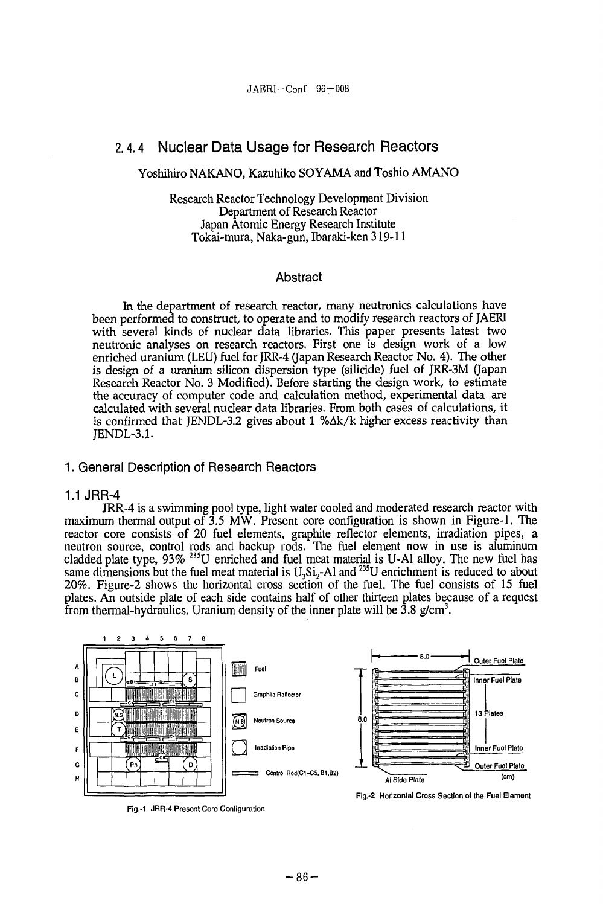# 2.4.4 Nuclear Data Usage for Research Reactors

Yoshihiro NAKANO, Kazuhiko SOYAMA and Toshio AMANO

Research Reactor Technology Development Division
Department of Research Reactor
Japan Atomic Energy Research Institute
Tokai-mura, Naka-gun, Ibaraki-ken 319-11

## Abstract

In the department of research reactor, many neutronics calculations have been performed to construct, to operate and to modify research reactors of JAERI with several kinds of nuclear data libraries. This paper presents latest two neutronic analyses on research reactors. First one is design work of a low enriched uranium (LEU) fuel for JRR-4 (Japan Research Reactor No. 4). The other is design of a uranium silicon dispersion type (silicide) fuel of JRR-3M (Japan Research Reactor No. 3 Modified). Before starting the design work, to estimate the accuracy of computer code and calculation method, experimental data are calculated with several nuclear data libraries. From both cases of calculations, it is confirmed that JENDL-3.2 gives about 1 %Δk/k higher excess reactivity than JENDL-3.1.

## 1. General Description of Research Reactors

### 1.1 JRR-4

JRR-4 is a swimming pool type, light water cooled and moderated research reactor with maximum thermal output of 3.5 MW. Present core configuration is shown in Figure-1. The reactor core consists of 20 fuel elements, graphite reflector elements, irradiation pipes, a neutron source, control rods and backup rods. The fuel element now in use is aluminum cladded plate type, 93% $^{235}$U enriched and fuel meat material is U-Al alloy. The new fuel has same dimensions but the fuel meat material is $U_3Si_2$-Al and $^{235}$U enrichment is reduced to about 20%. Figure-2 shows the horizontal cross section of the fuel. The fuel consists of 15 fuel plates. An outside plate of each side contains half of other thirteen plates because of a request from thermal-hydraulics. Uranium density of the inner plate will be 3.8 g/cm$^3$.

Fig.-1 JRR-4 Present Core Configuration

Fig.-2 Horizontal Cross Section of the Fuel Element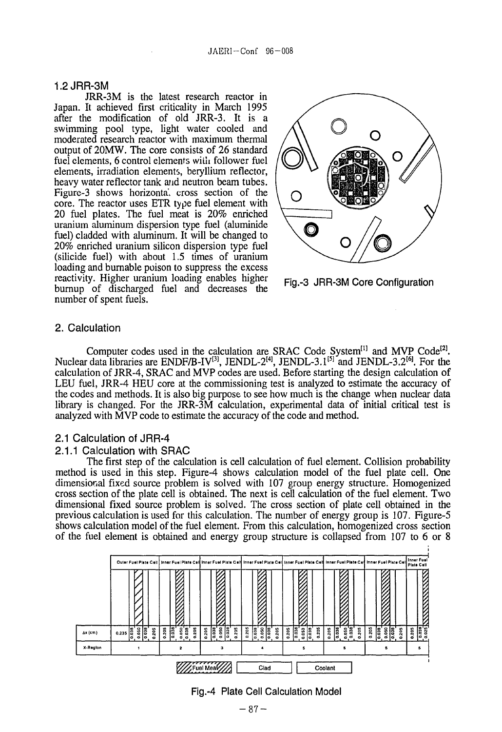## 1.2 JRR-3M

JRR-3M is the latest research reactor in Japan. It achieved first criticality in March 1995 after the modification of old JRR-3. It is a swimming pool type, light water cooled and moderated research reactor with maximum thermal output of 20MW. The core consists of 26 standard fuel elements, 6 control elements with follower fuel elements, irradiation elements, beryllium reflector, heavy water reflector tank and neutron beam tubes. Figure-3 shows horizontal cross section of the core. The reactor uses ETR type fuel element with 20 fuel plates. The fuel meat is 20% enriched uranium aluminum dispersion type fuel (aluminide fuel) cladded with aluminum. It will be changed to 20% enriched uranium silicon dispersion type fuel (silicide fuel) with about 1.5 times of uranium loading and burnable poison to suppress the excess reactivity. Higher uranium loading enables higher burnup of discharged fuel and decreases the number of spent fuels.

Fig.-3 JRR-3M Core Configuration

# 2. Calculation

Computer codes used in the calculation are SRAC Code System[1] and MVP Code[2]. Nuclear data libraries are ENDF/B-IV[3], JENDL-2[4], JENDL-3.1[5] and JENDL-3.2[6]. For the calculation of JRR-4, SRAC and MVP codes are used. Before starting the design calculation of LEU fuel, JRR-4 HEU core at the commissioning test is analyzed to estimate the accuracy of the codes and methods. It is also big purpose to see how much is the change when nuclear data library is changed. For the JRR-3M calculation, experimental data of initial critical test is analyzed with MVP code to estimate the accuracy of the code and method.

## 2.1 Calculation of JRR-4

### 2.1.1 Calculation with SRAC

The first step of the calculation is cell calculation of fuel element. Collision probability method is used in this step. Figure-4 shows calculation model of the fuel plate cell. One dimensional fixed source problem is solved with 107 group energy structure. Homogenized cross section of the plate cell is obtained. The next is cell calculation of the fuel element. Two dimensional fixed source problem is solved. The cross section of plate cell obtained in the previous calculation is used for this calculation. The number of energy group is 107. Figure-5 shows calculation model of the fuel element. From this calculation, homogenized cross section of the fuel element is obtained and energy group structure is collapsed from 107 to 6 or 8

| | Outer Fuel Plate Cell | Inner Fuel Plate Cell | Inner Fuel Plate Cell | Inner Fuel Plate Cell | Inner Fuel Plate Cell | Inner Fuel Plate Cell | Inner Fuel Plate Cell | Inner Fuel Plate Cell |
|---|---|---|---|---|---|---|---|---|
| Δx (cm) | 0.235, 0.038, 0.050, 0.038, 0.205 | 0.205, 0.038, 0.050, 0.038, 0.205 | 0.205, 0.038, 0.050, 0.038, 0.205 | 0.205, 0.038, 0.050, 0.038, 0.205 | 0.205, 0.038, 0.050, 0.038, 0.205 | 0.205, 0.038, 0.050, 0.038, 0.205 | 0.205, 0.038, 0.050, 0.038, 0.205 | 0.205, 0.038, 0.025 |
| X-Region | 1 | 2 | 3 | 4 | 5 | 5 | 5 | 5 |

Fuel Meat / Clad / Coolant

Fig.-4 Plate Cell Calculation Model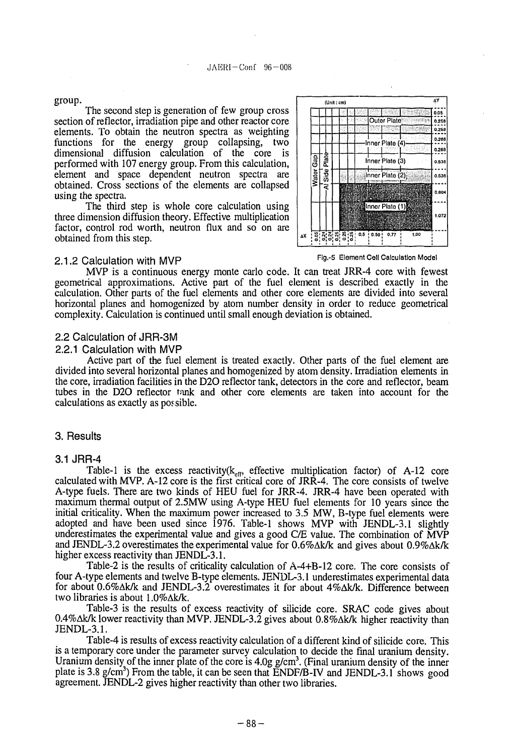group.

The second step is generation of few group cross section of reflector, irradiation pipe and other reactor core elements. To obtain the neutron spectra as weighting functions for the energy group collapsing, two dimensional diffusion calculation of the core is performed with 107 energy group. From this calculation, element and space dependent neutron spectra are obtained. Cross sections of the elements are collapsed using the spectra.

The third step is whole core calculation using three dimension diffusion theory. Effective multiplication factor, control rod worth, neutron flux and so on are obtained from this step.

Fig.-5 Element Cell Calculation Model

### 2.1.2 Calculation with MVP

MVP is a continuous energy monte carlo code. It can treat JRR-4 core with fewest geometrical approximations. Active part of the fuel element is described exactly in the calculation. Other parts of the fuel elements and other core elements are divided into several horizontal planes and homogenized by atom number density in order to reduce geometrical complexity. Calculation is continued until small enough deviation is obtained.

## 2.2 Calculation of JRR-3M

### 2.2.1 Calculation with MVP

Active part of the fuel element is treated exactly. Other parts of the fuel element are divided into several horizontal planes and homogenized by atom density. Irradiation elements in the core, irradiation facilities in the D2O reflector tank, detectors in the core and reflector, beam tubes in the D2O reflector tank and other core elements are taken into account for the calculations as exactly as possible.

# 3. Results

## 3.1 JRR-4

Table-1 is the excess reactivity($k_{eff}$, effective multiplication factor) of A-12 core calculated with MVP. A-12 core is the first critical core of JRR-4. The core consists of twelve A-type fuels. There are two kinds of HEU fuel for JRR-4. JRR-4 have been operated with maximum thermal output of 2.5MW using A-type HEU fuel elements for 10 years since the initial criticality. When the maximum power increased to 3.5 MW, B-type fuel elements were adopted and have been used since 1976. Table-1 shows MVP with JENDL-3.1 slightly underestimates the experimental value and gives a good C/E value. The combination of MVP and JENDL-3.2 overestimates the experimental value for 0.6%Δk/k and gives about 0.9%Δk/k higher excess reactivity than JENDL-3.1.

Table-2 is the results of criticality calculation of A-4+B-12 core. The core consists of four A-type elements and twelve B-type elements. JENDL-3.1 underestimates experimental data for about 0.6%Δk/k and JENDL-3.2 overestimates it for about 4%Δk/k. Difference between two libraries is about 1.0%Δk/k.

Table-3 is the results of excess reactivity of silicide core. SRAC code gives about 0.4%Δk/k lower reactivity than MVP. JENDL-3.2 gives about 0.8%Δk/k higher reactivity than JENDL-3.1.

Table-4 is results of excess reactivity calculation of a different kind of silicide core. This is a temporary core under the parameter survey calculation to decide the final uranium density. Uranium density of the inner plate of the core is 4.0g g/cm$^3$. (Final uranium density of the inner plate is 3.8 g/cm$^3$) From the table, it can be seen that ENDF/B-IV and JENDL-3.1 shows good agreement. JENDL-2 gives higher reactivity than other two libraries.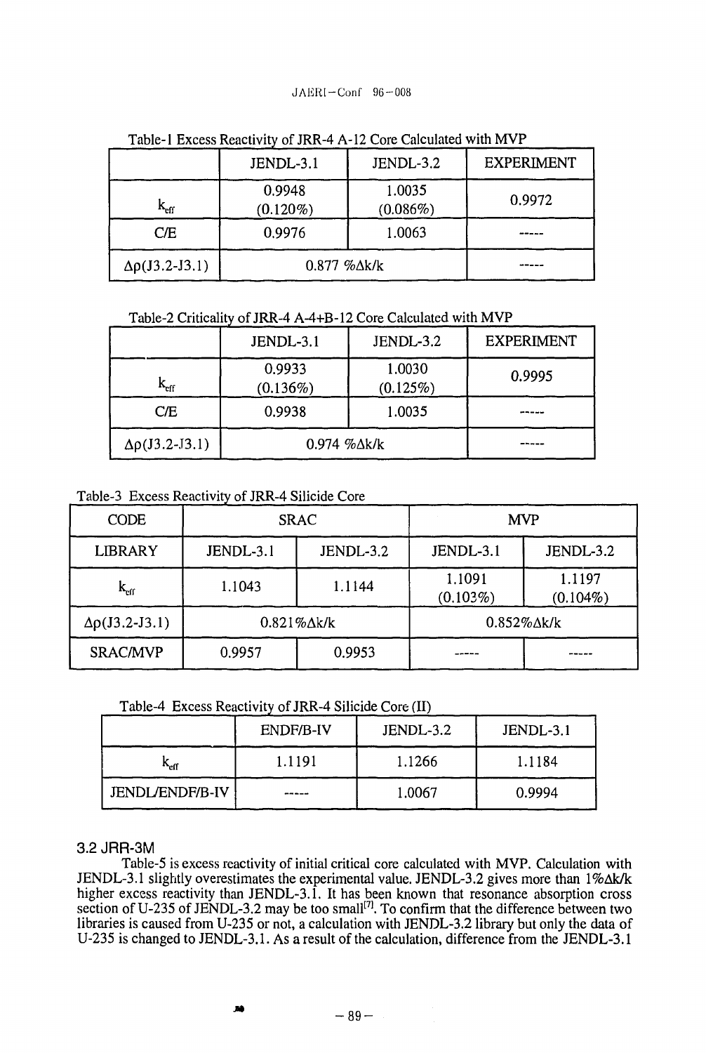Table-1 Excess Reactivity of JRR-4 A-12 Core Calculated with MVP

| | JENDL-3.1 | JENDL-3.2 | EXPERIMENT |
|---|---|---|---|
| $k_{eff}$ | 0.9948 (0.120%) | 1.0035 (0.086%) | 0.9972 |
| C/E | 0.9976 | 1.0063 | ----- |
| $\Delta\rho$(J3.2-J3.1) | 0.877 %Δk/k | | ----- |

Table-2 Criticality of JRR-4 A-4+B-12 Core Calculated with MVP

| | JENDL-3.1 | JENDL-3.2 | EXPERIMENT |
|---|---|---|---|
| $k_{eff}$ | 0.9933 (0.136%) | 1.0030 (0.125%) | 0.9995 |
| C/E | 0.9938 | 1.0035 | ----- |
| $\Delta\rho$(J3.2-J3.1) | 0.974 %Δk/k | | ----- |

Table-3 Excess Reactivity of JRR-4 Silicide Core

| CODE | SRAC | | MVP | |
|---|---|---|---|---|
| LIBRARY | JENDL-3.1 | JENDL-3.2 | JENDL-3.1 | JENDL-3.2 |
| $k_{eff}$ | 1.1043 | 1.1144 | 1.1091 (0.103%) | 1.1197 (0.104%) |
| $\Delta\rho$(J3.2-J3.1) | 0.821%Δk/k | | 0.852%Δk/k | |
| SRAC/MVP | 0.9957 | 0.9953 | ----- | ----- |

Table-4 Excess Reactivity of JRR-4 Silicide Core (II)

| | ENDF/B-IV | JENDL-3.2 | JENDL-3.1 |
|---|---|---|---|
| $k_{eff}$ | 1.1191 | 1.1266 | 1.1184 |
| JENDL/ENDF/B-IV | ----- | 1.0067 | 0.9994 |

### 3.2 JRR-3M

Table-5 is excess reactivity of initial critical core calculated with MVP. Calculation with JENDL-3.1 slightly overestimates the experimental value. JENDL-3.2 gives more than 1%Δk/k higher excess reactivity than JENDL-3.1. It has been known that resonance absorption cross section of U-235 of JENDL-3.2 may be too small[7]. To confirm that the difference between two libraries is caused from U-235 or not, a calculation with JENDL-3.2 library but only the data of U-235 is changed to JENDL-3.1. As a result of the calculation, difference from the JENDL-3.1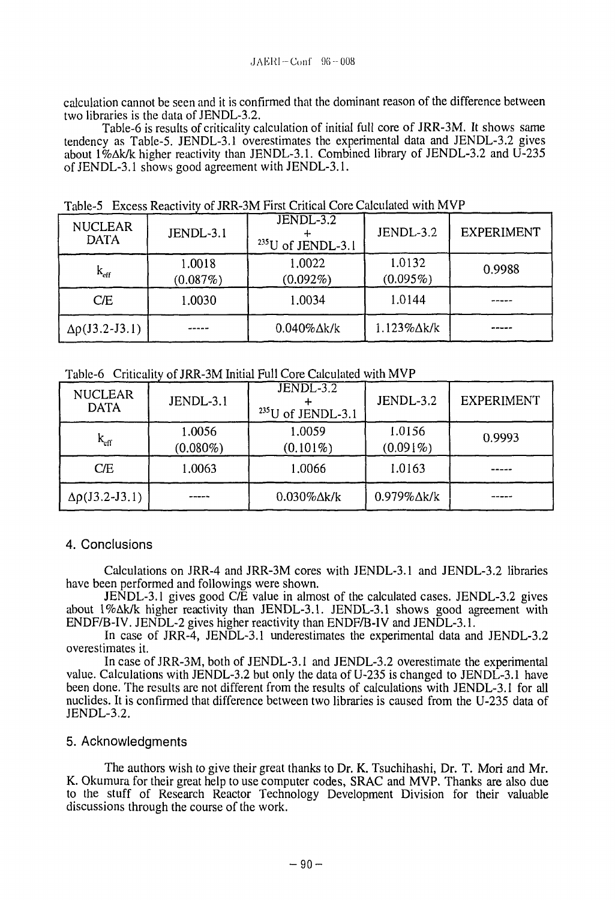calculation cannot be seen and it is confirmed that the dominant reason of the difference between two libraries is the data of JENDL-3.2.

Table-6 is results of criticality calculation of initial full core of JRR-3M. It shows same tendency as Table-5. JENDL-3.1 overestimates the experimental data and JENDL-3.2 gives about 1%Δk/k higher reactivity than JENDL-3.1. Combined library of JENDL-3.2 and U-235 of JENDL-3.1 shows good agreement with JENDL-3.1.

Table-5 Excess Reactivity of JRR-3M First Critical Core Calculated with MVP

| NUCLEAR DATA | JENDL-3.1 | JENDL-3.2 + $^{235}$U of JENDL-3.1 | JENDL-3.2 | EXPERIMENT |
|---|---|---|---|---|
| $k_{eff}$ | 1.0018 (0.087%) | 1.0022 (0.092%) | 1.0132 (0.095%) | 0.9988 |
| C/E | 1.0030 | 1.0034 | 1.0144 | ----- |
| Δρ(J3.2-J3.1) | ----- | 0.040%Δk/k | 1.123%Δk/k | ----- |

Table-6 Criticality of JRR-3M Initial Full Core Calculated with MVP

| NUCLEAR DATA | JENDL-3.1 | JENDL-3.2 + $^{235}$U of JENDL-3.1 | JENDL-3.2 | EXPERIMENT |
|---|---|---|---|---|
| $k_{eff}$ | 1.0056 (0.080%) | 1.0059 (0.101%) | 1.0156 (0.091%) | 0.9993 |
| C/E | 1.0063 | 1.0066 | 1.0163 | ----- |
| Δρ(J3.2-J3.1) | ----- | 0.030%Δk/k | 0.979%Δk/k | ----- |

## 4. Conclusions

Calculations on JRR-4 and JRR-3M cores with JENDL-3.1 and JENDL-3.2 libraries have been performed and followings were shown.

JENDL-3.1 gives good C/E value in almost of the calculated cases. JENDL-3.2 gives about 1%Δk/k higher reactivity than JENDL-3.1. JENDL-3.1 shows good agreement with ENDF/B-IV. JENDL-2 gives higher reactivity than ENDF/B-IV and JENDL-3.1.

In case of JRR-4, JENDL-3.1 underestimates the experimental data and JENDL-3.2 overestimates it.

In case of JRR-3M, both of JENDL-3.1 and JENDL-3.2 overestimate the experimental value. Calculations with JENDL-3.2 but only the data of U-235 is changed to JENDL-3.1 have been done. The results are not different from the results of calculations with JENDL-3.1 for all nuclides. It is confirmed that difference between two libraries is caused from the U-235 data of JENDL-3.2.

## 5. Acknowledgments

The authors wish to give their great thanks to Dr. K. Tsuchihashi, Dr. T. Mori and Mr. K. Okumura for their great help to use computer codes, SRAC and MVP. Thanks are also due to the stuff of Research Reactor Technology Development Division for their valuable discussions through the course of the work.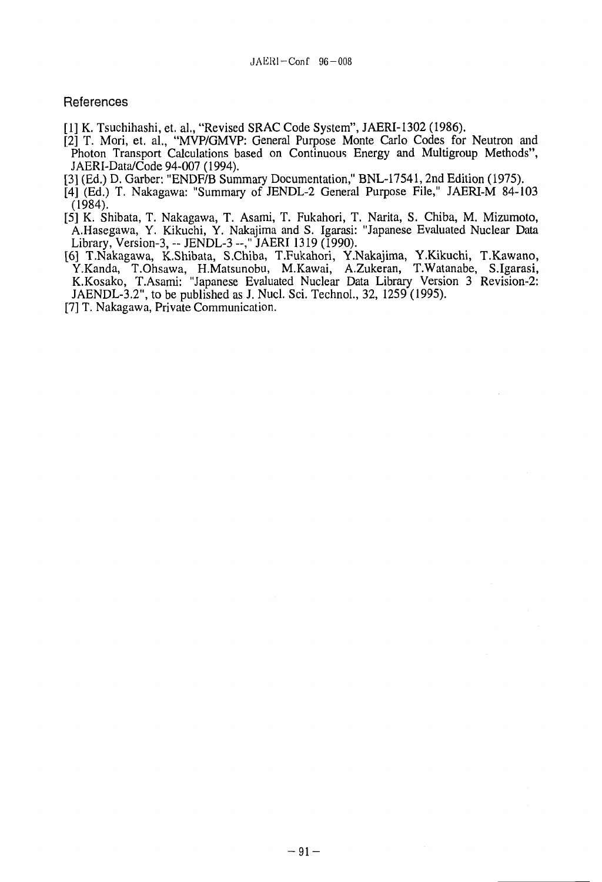## References

[1] K. Tsuchihashi, et. al., "Revised SRAC Code System", JAERI-1302 (1986).

[2] T. Mori, et. al., "MVP/GMVP: General Purpose Monte Carlo Codes for Neutron and Photon Transport Calculations based on Continuous Energy and Multigroup Methods", JAERI-Data/Code 94-007 (1994).

[3] (Ed.) D. Garber: "ENDF/B Summary Documentation," BNL-17541, 2nd Edition (1975).

[4] (Ed.) T. Nakagawa: "Summary of JENDL-2 General Purpose File," JAERI-M 84-103 (1984).

[5] K. Shibata, T. Nakagawa, T. Asami, T. Fukahori, T. Narita, S. Chiba, M. Mizumoto, A.Hasegawa, Y. Kikuchi, Y. Nakajima and S. Igarasi: "Japanese Evaluated Nuclear Data Library, Version-3, -- JENDL-3 --," JAERI 1319 (1990).

[6] T.Nakagawa, K.Shibata, S.Chiba, T.Fukahori, Y.Nakajima, Y.Kikuchi, T.Kawano, Y.Kanda, T.Ohsawa, H.Matsunobu, M.Kawai, A.Zukeran, T.Watanabe, S.Igarasi, K.Kosako, T.Asami: "Japanese Evaluated Nuclear Data Library Version 3 Revision-2: JAENDL-3.2", to be published as J. Nucl. Sci. Technol., 32, 1259 (1995).

[7] T. Nakagawa, Private Communication.